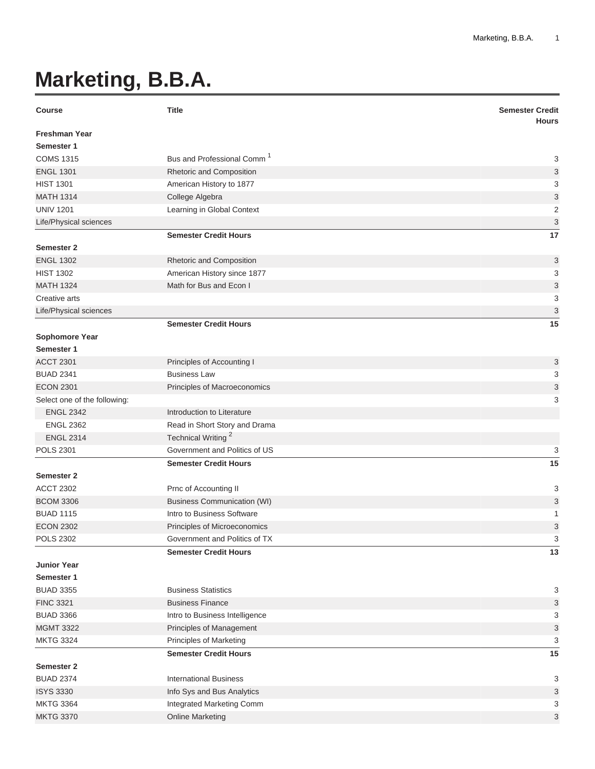# Marketing, B.B.A.

| Course | Title | Semester Credit Hours |
| --- | --- | --- |
| **Freshman Year** | | |
| **Semester 1** | | |
| COMS 1315 | Bus and Professional Comm [1] | 3 |
| ENGL 1301 | Rhetoric and Composition | 3 |
| HIST 1301 | American History to 1877 | 3 |
| MATH 1314 | College Algebra | 3 |
| UNIV 1201 | Learning in Global Context | 2 |
| Life/Physical sciences | | 3 |
| | **Semester Credit Hours** | **17** |
| **Semester 2** | | |
| ENGL 1302 | Rhetoric and Composition | 3 |
| HIST 1302 | American History since 1877 | 3 |
| MATH 1324 | Math for Bus and Econ I | 3 |
| Creative arts | | 3 |
| Life/Physical sciences | | 3 |
| | **Semester Credit Hours** | **15** |
| **Sophomore Year** | | |
| **Semester 1** | | |
| ACCT 2301 | Principles of Accounting I | 3 |
| BUAD 2341 | Business Law | 3 |
| ECON 2301 | Principles of Macroeconomics | 3 |
| Select one of the following: | | 3 |
| ENGL 2342 | Introduction to Literature | |
| ENGL 2362 | Read in Short Story and Drama | |
| ENGL 2314 | Technical Writing [2] | |
| POLS 2301 | Government and Politics of US | 3 |
| | **Semester Credit Hours** | **15** |
| **Semester 2** | | |
| ACCT 2302 | Prnc of Accounting II | 3 |
| BCOM 3306 | Business Communication (WI) | 3 |
| BUAD 1115 | Intro to Business Software | 1 |
| ECON 2302 | Principles of Microeconomics | 3 |
| POLS 2302 | Government and Politics of TX | 3 |
| | **Semester Credit Hours** | **13** |
| **Junior Year** | | |
| **Semester 1** | | |
| BUAD 3355 | Business Statistics | 3 |
| FINC 3321 | Business Finance | 3 |
| BUAD 3366 | Intro to Business Intelligence | 3 |
| MGMT 3322 | Principles of Management | 3 |
| MKTG 3324 | Principles of Marketing | 3 |
| | **Semester Credit Hours** | **15** |
| **Semester 2** | | |
| BUAD 2374 | International Business | 3 |
| ISYS 3330 | Info Sys and Bus Analytics | 3 |
| MKTG 3364 | Integrated Marketing Comm | 3 |
| MKTG 3370 | Online Marketing | 3 |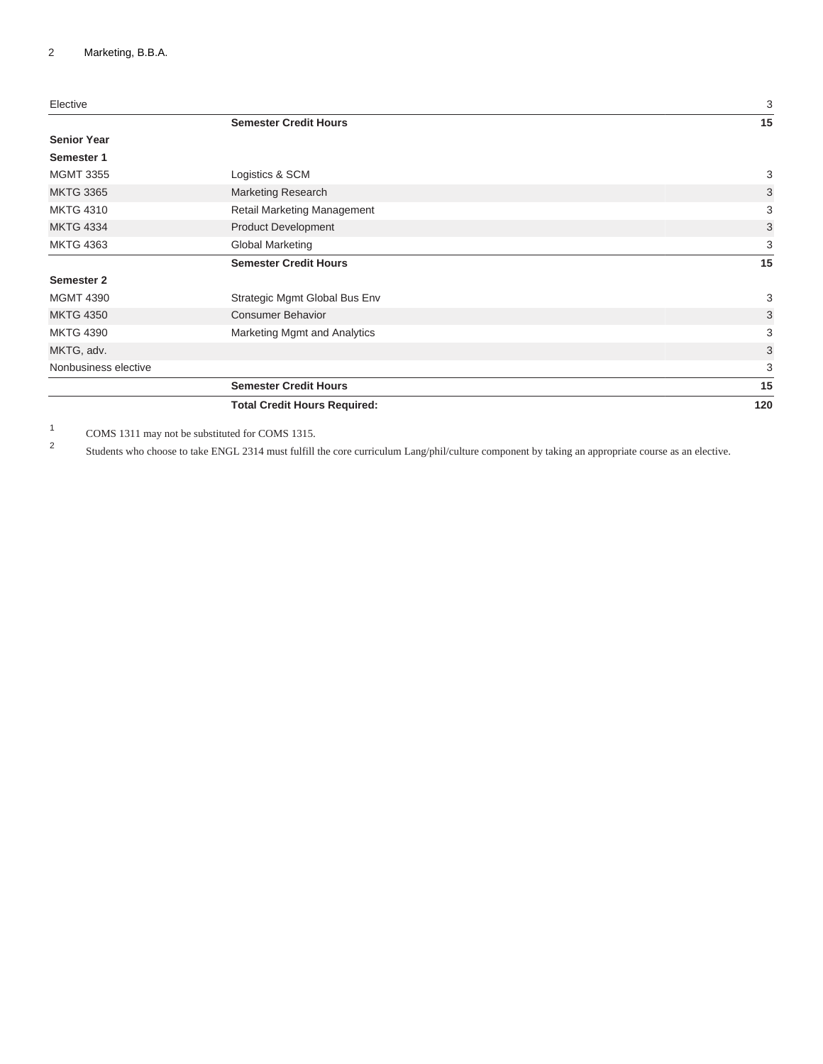| | | |
|---|---|---|
| Elective | | 3 |
| | **Semester Credit Hours** | **15** |
| **Senior Year** | | |
| **Semester 1** | | |
| MGMT 3355 | Logistics & SCM | 3 |
| MKTG 3365 | Marketing Research | 3 |
| MKTG 4310 | Retail Marketing Management | 3 |
| MKTG 4334 | Product Development | 3 |
| MKTG 4363 | Global Marketing | 3 |
| | **Semester Credit Hours** | **15** |
| **Semester 2** | | |
| MGMT 4390 | Strategic Mgmt Global Bus Env | 3 |
| MKTG 4350 | Consumer Behavior | 3 |
| MKTG 4390 | Marketing Mgmt and Analytics | 3 |
| MKTG, adv. | | 3 |
| Nonbusiness elective | | 3 |
| | **Semester Credit Hours** | **15** |
| | **Total Credit Hours Required:** | **120** |

[1] COMS 1311 may not be substituted for COMS 1315.

[2] Students who choose to take ENGL 2314 must fulfill the core curriculum Lang/phil/culture component by taking an appropriate course as an elective.